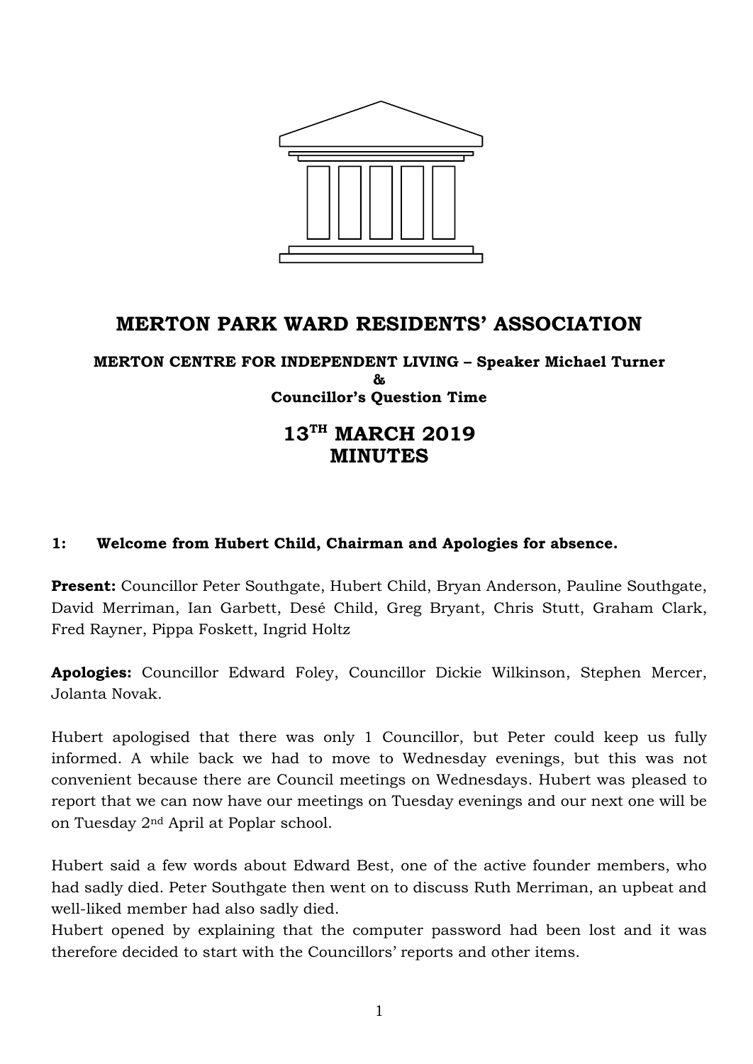# MERTON PARK WARD RESIDENTS' ASSOCIATION

**MERTON CENTRE FOR INDEPENDENT LIVING – Speaker Michael Turner**
**&**
**Councillor's Question Time**

## 13TH MARCH 2019
## MINUTES

### 1: Welcome from Hubert Child, Chairman and Apologies for absence.

**Present:** Councillor Peter Southgate, Hubert Child, Bryan Anderson, Pauline Southgate, David Merriman, Ian Garbett, Desé Child, Greg Bryant, Chris Stutt, Graham Clark, Fred Rayner, Pippa Foskett, Ingrid Holtz

**Apologies:** Councillor Edward Foley, Councillor Dickie Wilkinson, Stephen Mercer, Jolanta Novak.

Hubert apologised that there was only 1 Councillor, but Peter could keep us fully informed. A while back we had to move to Wednesday evenings, but this was not convenient because there are Council meetings on Wednesdays. Hubert was pleased to report that we can now have our meetings on Tuesday evenings and our next one will be on Tuesday 2nd April at Poplar school.

Hubert said a few words about Edward Best, one of the active founder members, who had sadly died. Peter Southgate then went on to discuss Ruth Merriman, an upbeat and well-liked member had also sadly died.

Hubert opened by explaining that the computer password had been lost and it was therefore decided to start with the Councillors' reports and other items.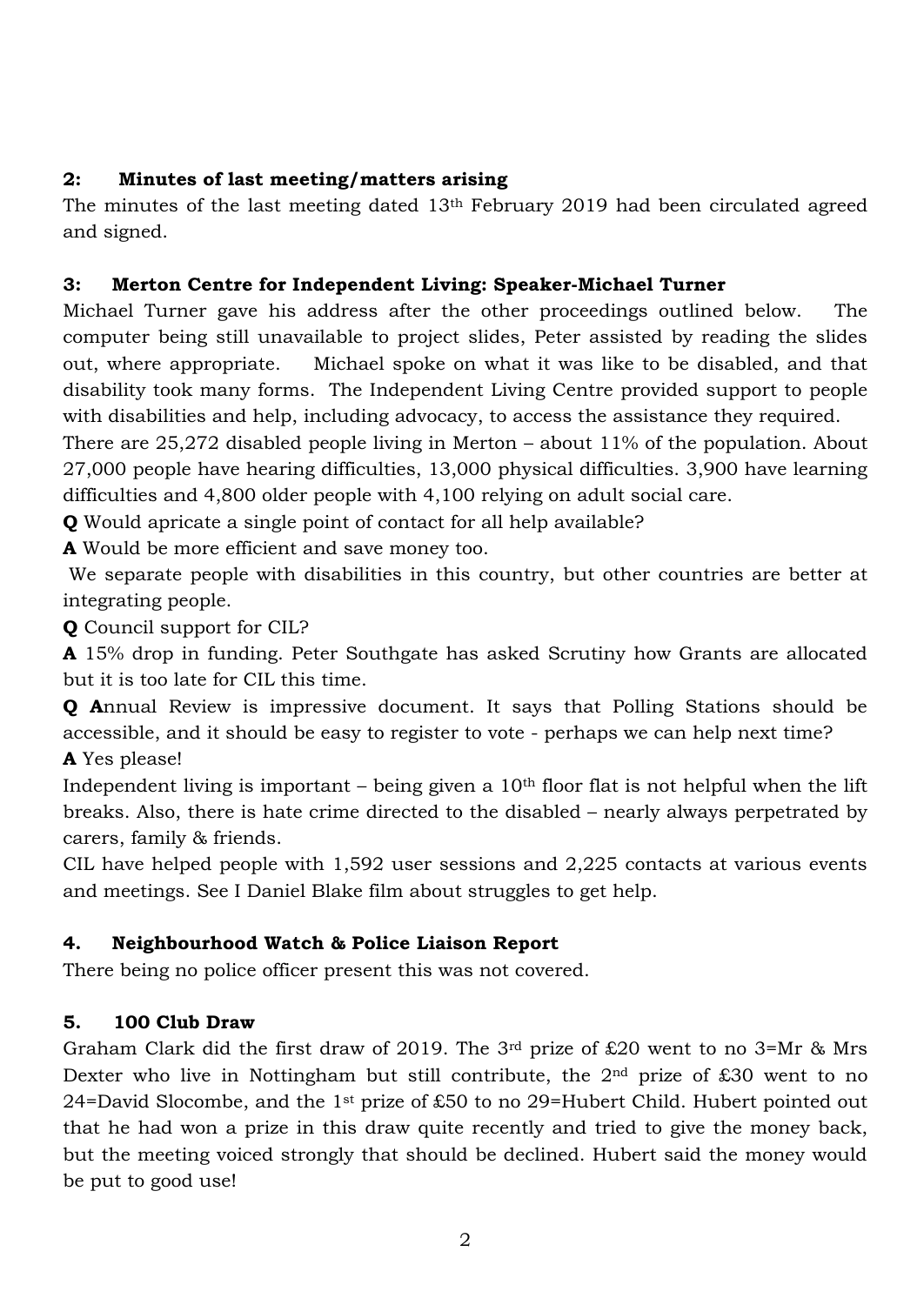**2: Minutes of last meeting/matters arising**

The minutes of the last meeting dated 13th February 2019 had been circulated agreed and signed.

**3: Merton Centre for Independent Living: Speaker-Michael Turner**

Michael Turner gave his address after the other proceedings outlined below. The computer being still unavailable to project slides, Peter assisted by reading the slides out, where appropriate. Michael spoke on what it was like to be disabled, and that disability took many forms. The Independent Living Centre provided support to people with disabilities and help, including advocacy, to access the assistance they required.

There are 25,272 disabled people living in Merton – about 11% of the population. About 27,000 people have hearing difficulties, 13,000 physical difficulties. 3,900 have learning difficulties and 4,800 older people with 4,100 relying on adult social care.

**Q** Would apricate a single point of contact for all help available?

**A** Would be more efficient and save money too.

We separate people with disabilities in this country, but other countries are better at integrating people.

**Q** Council support for CIL?

**A** 15% drop in funding. Peter Southgate has asked Scrutiny how Grants are allocated but it is too late for CIL this time.

**Q A**nnual Review is impressive document. It says that Polling Stations should be accessible, and it should be easy to register to vote - perhaps we can help next time?

**A** Yes please!

Independent living is important – being given a 10th floor flat is not helpful when the lift breaks. Also, there is hate crime directed to the disabled – nearly always perpetrated by carers, family & friends.

CIL have helped people with 1,592 user sessions and 2,225 contacts at various events and meetings. See I Daniel Blake film about struggles to get help.

**4. Neighbourhood Watch & Police Liaison Report**

There being no police officer present this was not covered.

**5. 100 Club Draw**

Graham Clark did the first draw of 2019. The 3rd prize of £20 went to no 3=Mr & Mrs Dexter who live in Nottingham but still contribute, the 2nd prize of £30 went to no 24=David Slocombe, and the 1st prize of £50 to no 29=Hubert Child. Hubert pointed out that he had won a prize in this draw quite recently and tried to give the money back, but the meeting voiced strongly that should be declined. Hubert said the money would be put to good use!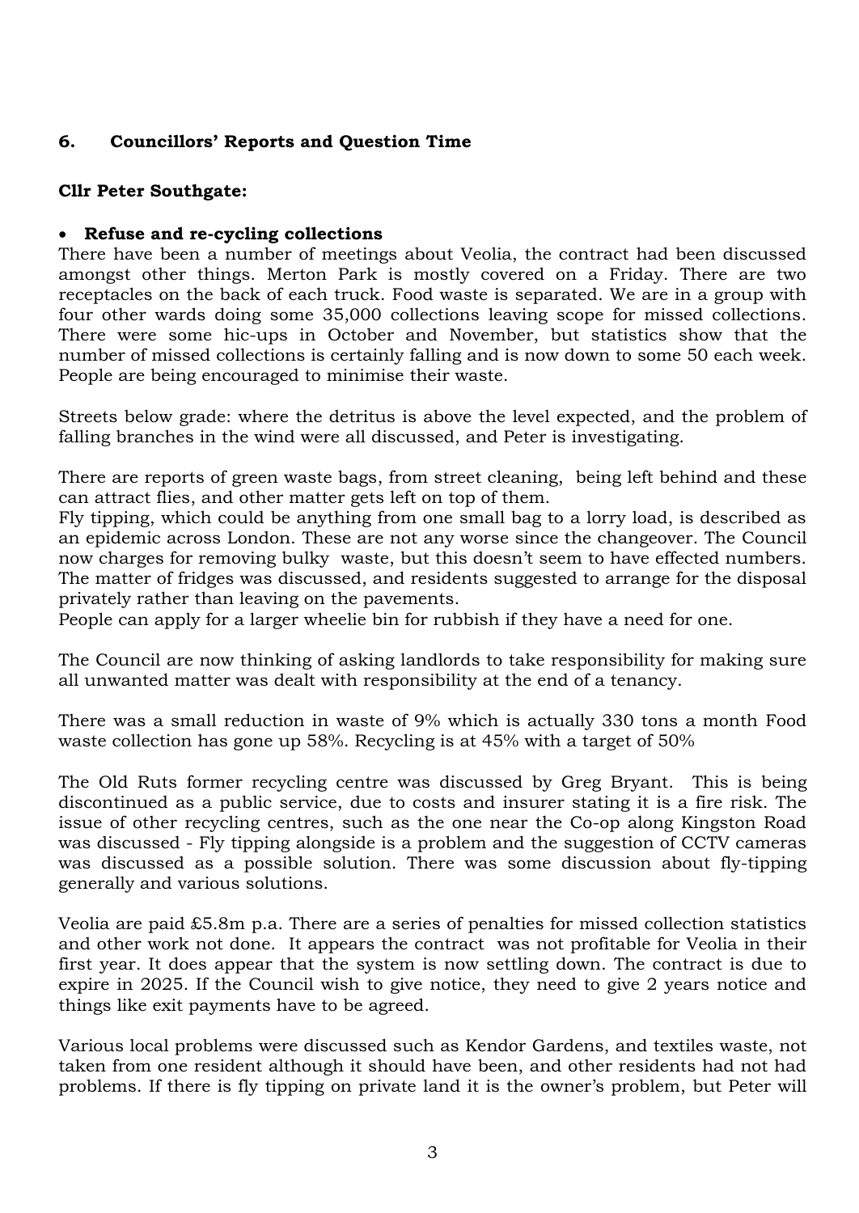## 6. Councillors' Reports and Question Time

**Cllr Peter Southgate:**

- **Refuse and re-cycling collections**

There have been a number of meetings about Veolia, the contract had been discussed amongst other things. Merton Park is mostly covered on a Friday. There are two receptacles on the back of each truck. Food waste is separated. We are in a group with four other wards doing some 35,000 collections leaving scope for missed collections. There were some hic-ups in October and November, but statistics show that the number of missed collections is certainly falling and is now down to some 50 each week. People are being encouraged to minimise their waste.

Streets below grade: where the detritus is above the level expected, and the problem of falling branches in the wind were all discussed, and Peter is investigating.

There are reports of green waste bags, from street cleaning, being left behind and these can attract flies, and other matter gets left on top of them.
Fly tipping, which could be anything from one small bag to a lorry load, is described as an epidemic across London. These are not any worse since the changeover. The Council now charges for removing bulky waste, but this doesn't seem to have effected numbers. The matter of fridges was discussed, and residents suggested to arrange for the disposal privately rather than leaving on the pavements.
People can apply for a larger wheelie bin for rubbish if they have a need for one.

The Council are now thinking of asking landlords to take responsibility for making sure all unwanted matter was dealt with responsibility at the end of a tenancy.

There was a small reduction in waste of 9% which is actually 330 tons a month Food waste collection has gone up 58%. Recycling is at 45% with a target of 50%

The Old Ruts former recycling centre was discussed by Greg Bryant. This is being discontinued as a public service, due to costs and insurer stating it is a fire risk. The issue of other recycling centres, such as the one near the Co-op along Kingston Road was discussed - Fly tipping alongside is a problem and the suggestion of CCTV cameras was discussed as a possible solution. There was some discussion about fly-tipping generally and various solutions.

Veolia are paid £5.8m p.a. There are a series of penalties for missed collection statistics and other work not done. It appears the contract was not profitable for Veolia in their first year. It does appear that the system is now settling down. The contract is due to expire in 2025. If the Council wish to give notice, they need to give 2 years notice and things like exit payments have to be agreed.

Various local problems were discussed such as Kendor Gardens, and textiles waste, not taken from one resident although it should have been, and other residents had not had problems. If there is fly tipping on private land it is the owner's problem, but Peter will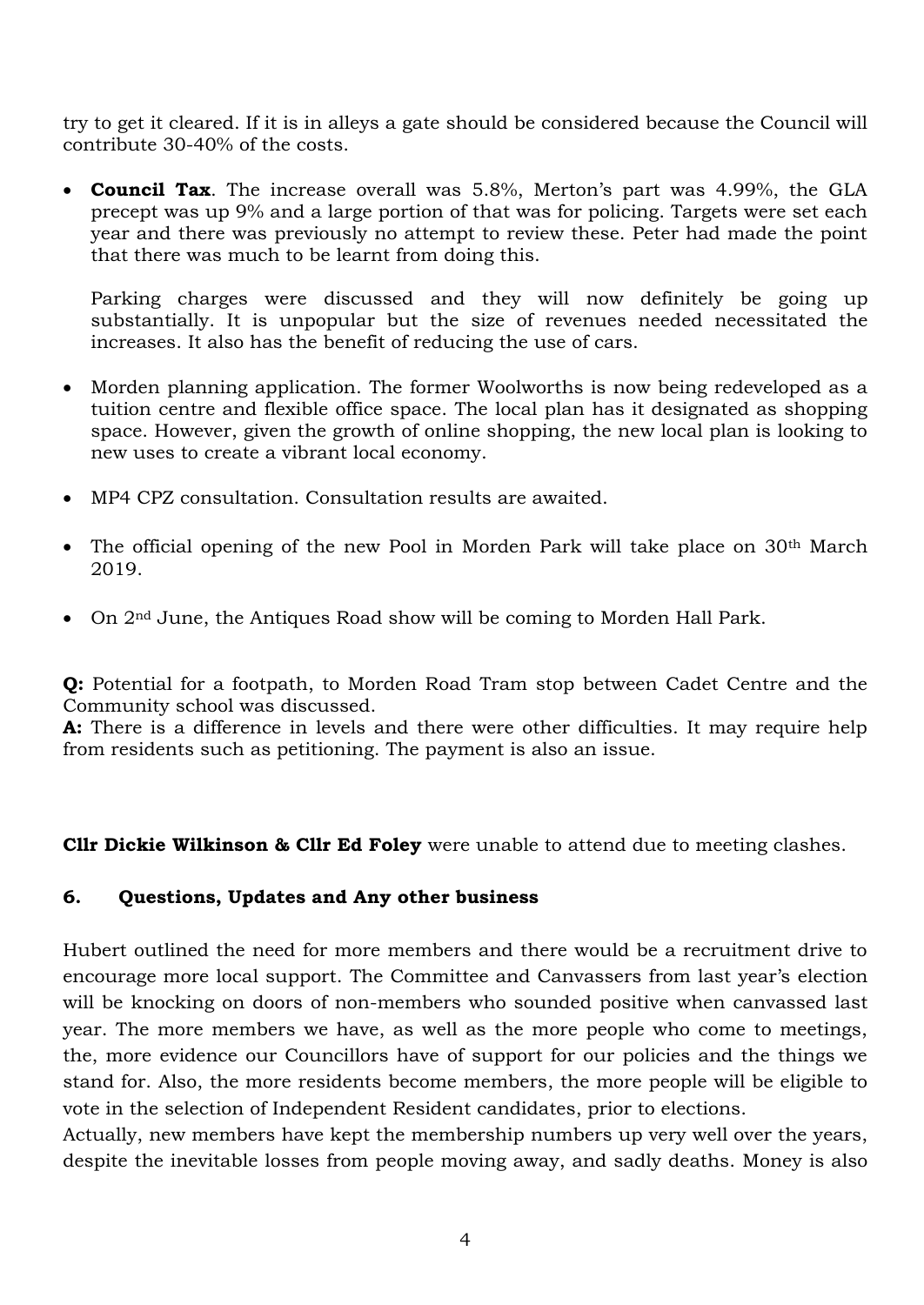try to get it cleared. If it is in alleys a gate should be considered because the Council will contribute 30-40% of the costs.

- **Council Tax**. The increase overall was 5.8%, Merton's part was 4.99%, the GLA precept was up 9% and a large portion of that was for policing. Targets were set each year and there was previously no attempt to review these. Peter had made the point that there was much to be learnt from doing this.

  Parking charges were discussed and they will now definitely be going up substantially. It is unpopular but the size of revenues needed necessitated the increases. It also has the benefit of reducing the use of cars.

- Morden planning application. The former Woolworths is now being redeveloped as a tuition centre and flexible office space. The local plan has it designated as shopping space. However, given the growth of online shopping, the new local plan is looking to new uses to create a vibrant local economy.

- MP4 CPZ consultation. Consultation results are awaited.

- The official opening of the new Pool in Morden Park will take place on 30th March 2019.

- On 2nd June, the Antiques Road show will be coming to Morden Hall Park.

**Q:** Potential for a footpath, to Morden Road Tram stop between Cadet Centre and the Community school was discussed.
**A:** There is a difference in levels and there were other difficulties. It may require help from residents such as petitioning. The payment is also an issue.

**Cllr Dickie Wilkinson & Cllr Ed Foley** were unable to attend due to meeting clashes.

## 6. Questions, Updates and Any other business

Hubert outlined the need for more members and there would be a recruitment drive to encourage more local support. The Committee and Canvassers from last year's election will be knocking on doors of non-members who sounded positive when canvassed last year. The more members we have, as well as the more people who come to meetings, the, more evidence our Councillors have of support for our policies and the things we stand for. Also, the more residents become members, the more people will be eligible to vote in the selection of Independent Resident candidates, prior to elections.
Actually, new members have kept the membership numbers up very well over the years, despite the inevitable losses from people moving away, and sadly deaths. Money is also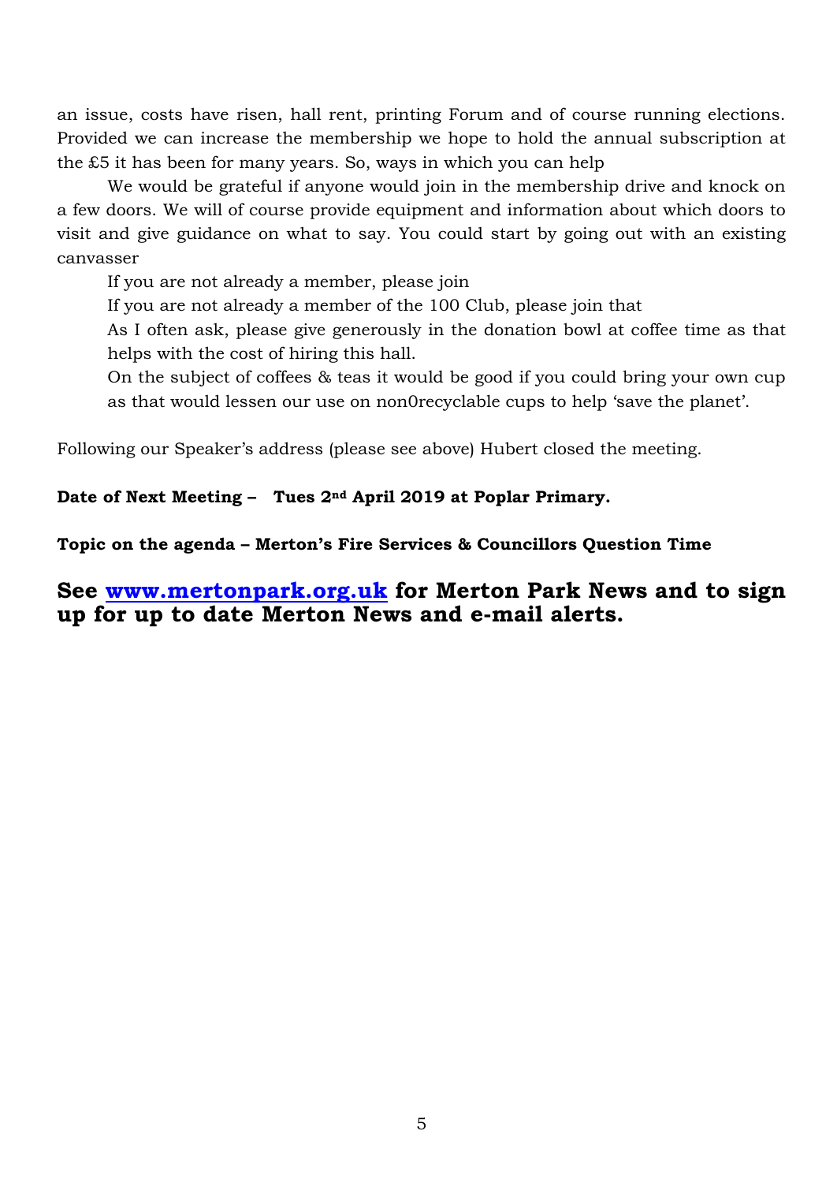an issue, costs have risen, hall rent, printing Forum and of course running elections. Provided we can increase the membership we hope to hold the annual subscription at the £5 it has been for many years. So, ways in which you can help

We would be grateful if anyone would join in the membership drive and knock on a few doors. We will of course provide equipment and information about which doors to visit and give guidance on what to say. You could start by going out with an existing canvasser

If you are not already a member, please join

If you are not already a member of the 100 Club, please join that

As I often ask, please give generously in the donation bowl at coffee time as that helps with the cost of hiring this hall.

On the subject of coffees & teas it would be good if you could bring your own cup as that would lessen our use on non0recyclable cups to help 'save the planet'.

Following our Speaker's address (please see above) Hubert closed the meeting.

**Date of Next Meeting – Tues 2nd April 2019 at Poplar Primary.**

**Topic on the agenda – Merton's Fire Services & Councillors Question Time**

## See [www.mertonpark.org.uk](http://www.mertonpark.org.uk) for Merton Park News and to sign up for up to date Merton News and e-mail alerts.